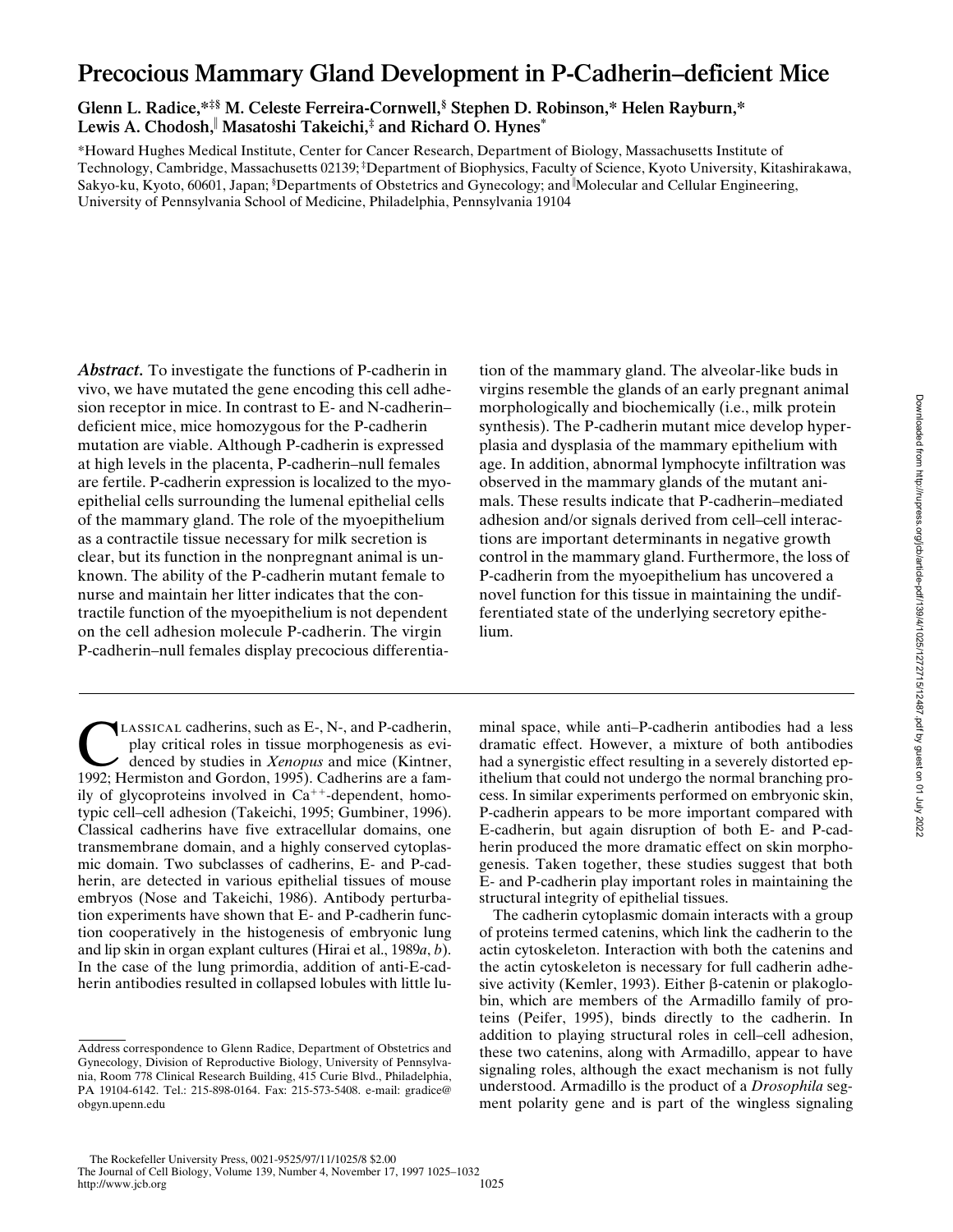# Precocious Mammary Gland Development in P-Cadherin–deficient Mice

**Glenn L. Radice,\*‡§ M. Celeste Ferreira-Cornwell,§ Stephen D. Robinson,\* Helen Rayburn,\* Lewis A. Chodosh,‖ Masatoshi Takeichi,‡ and Richard O. Hynes\***

\*Howard Hughes Medical Institute, Center for Cancer Research, Department of Biology, Massachusetts Institute of Technology, Cambridge, Massachusetts 02139; ‡Department of Biophysics, Faculty of Science, Kyoto University, Kitashirakawa, Sakyo-ku, Kyoto, 60601, Japan; §Departments of Obstetrics and Gynecology; and ‖Molecular and Cellular Engineering, University of Pennsylvania School of Medicine, Philadelphia, Pennsylvania 19104

***Abstract.*** To investigate the functions of P-cadherin in vivo, we have mutated the gene encoding this cell adhesion receptor in mice. In contrast to E- and N-cadherin–deficient mice, mice homozygous for the P-cadherin mutation are viable. Although P-cadherin is expressed at high levels in the placenta, P-cadherin–null females are fertile. P-cadherin expression is localized to the myoepithelial cells surrounding the lumenal epithelial cells of the mammary gland. The role of the myoepithelium as a contractile tissue necessary for milk secretion is clear, but its function in the nonpregnant animal is unknown. The ability of the P-cadherin mutant female to nurse and maintain her litter indicates that the contractile function of the myoepithelium is not dependent on the cell adhesion molecule P-cadherin. The virgin P-cadherin–null females display precocious differentiation of the mammary gland. The alveolar-like buds in virgins resemble the glands of an early pregnant animal morphologically and biochemically (i.e., milk protein synthesis). The P-cadherin mutant mice develop hyperplasia and dysplasia of the mammary epithelium with age. In addition, abnormal lymphocyte infiltration was observed in the mammary glands of the mutant animals. These results indicate that P-cadherin–mediated adhesion and/or signals derived from cell–cell interactions are important determinants in negative growth control in the mammary gland. Furthermore, the loss of P-cadherin from the myoepithelium has uncovered a novel function for this tissue in maintaining the undifferentiated state of the underlying secretory epithelium.

Classical cadherins, such as E-, N-, and P-cadherin, play critical roles in tissue morphogenesis as evidenced by studies in *Xenopus* and mice (Kintner, 1992; Hermiston and Gordon, 1995). Cadherins are a family of glycoproteins involved in $Ca^{++}$-dependent, homotypic cell–cell adhesion (Takeichi, 1995; Gumbiner, 1996). Classical cadherins have five extracellular domains, one transmembrane domain, and a highly conserved cytoplasmic domain. Two subclasses of cadherins, E- and P-cadherin, are detected in various epithelial tissues of mouse embryos (Nose and Takeichi, 1986). Antibody perturbation experiments have shown that E- and P-cadherin function cooperatively in the histogenesis of embryonic lung and lip skin in organ explant cultures (Hirai et al., 1989*a*, *b*). In the case of the lung primordia, addition of anti-E-cadherin antibodies resulted in collapsed lobules with little luminal space, while anti–P-cadherin antibodies had a less dramatic effect. However, a mixture of both antibodies had a synergistic effect resulting in a severely distorted epithelium that could not undergo the normal branching process. In similar experiments performed on embryonic skin, P-cadherin appears to be more important compared with E-cadherin, but again disruption of both E- and P-cadherin produced the more dramatic effect on skin morphogenesis. Taken together, these studies suggest that both E- and P-cadherin play important roles in maintaining the structural integrity of epithelial tissues.

The cadherin cytoplasmic domain interacts with a group of proteins termed catenins, which link the cadherin to the actin cytoskeleton. Interaction with both the catenins and the actin cytoskeleton is necessary for full cadherin adhesive activity (Kemler, 1993). Either β-catenin or plakoglobin, which are members of the Armadillo family of proteins (Peifer, 1995), binds directly to the cadherin. In addition to playing structural roles in cell–cell adhesion, these two catenins, along with Armadillo, appear to have signaling roles, although the exact mechanism is not fully understood. Armadillo is the product of a *Drosophila* segment polarity gene and is part of the wingless signaling

Address correspondence to Glenn Radice, Department of Obstetrics and Gynecology, Division of Reproductive Biology, University of Pennsylvania, Room 778 Clinical Research Building, 415 Curie Blvd., Philadelphia, PA 19104-6142. Tel.: 215-898-0164. Fax: 215-573-5408. e-mail: gradice@obgyn.upenn.edu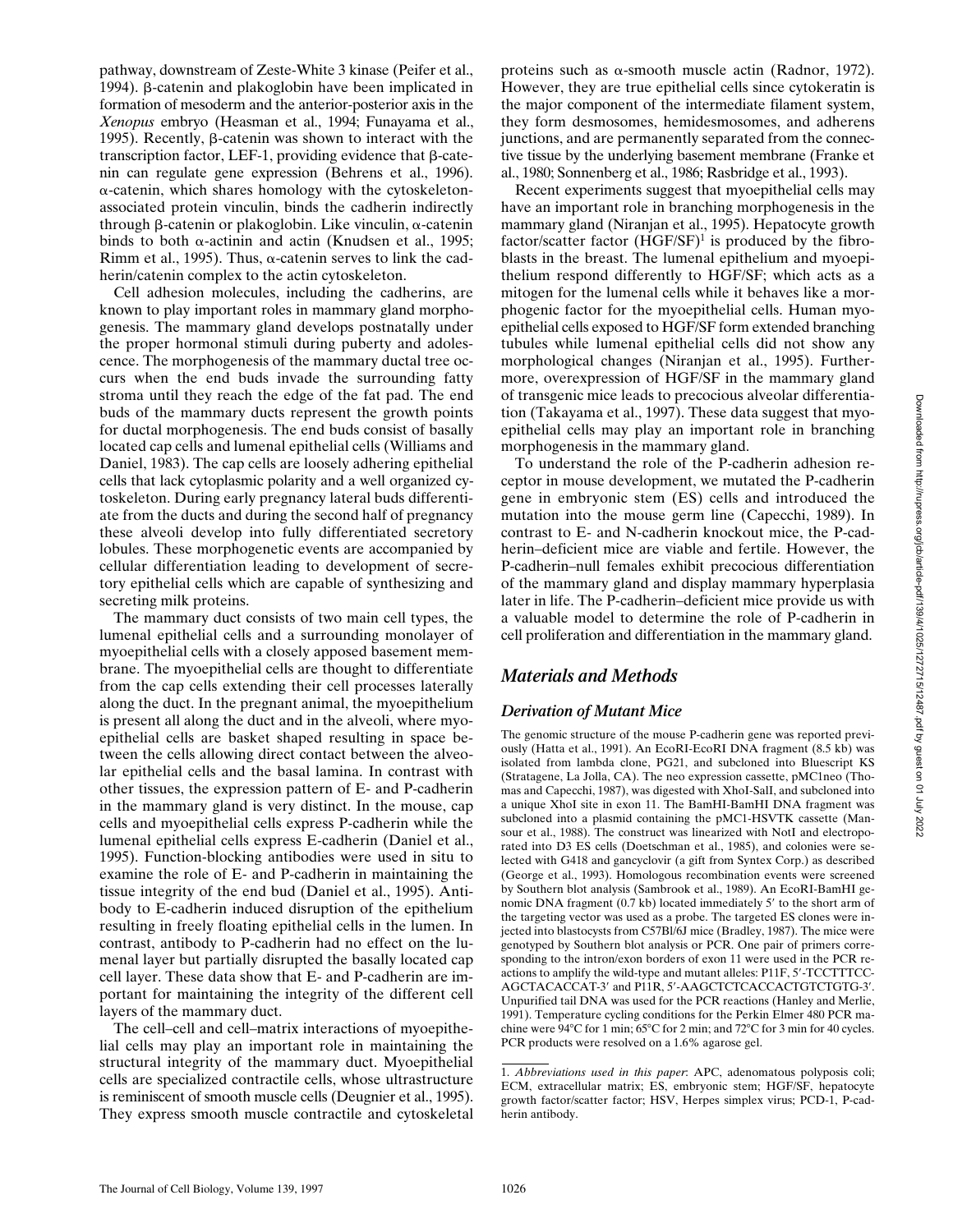pathway, downstream of Zeste-White 3 kinase (Peifer et al., 1994). β-catenin and plakoglobin have been implicated in formation of mesoderm and the anterior-posterior axis in the *Xenopus* embryo (Heasman et al., 1994; Funayama et al., 1995). Recently, β-catenin was shown to interact with the transcription factor, LEF-1, providing evidence that β-catenin can regulate gene expression (Behrens et al., 1996). α-catenin, which shares homology with the cytoskeleton-associated protein vinculin, binds the cadherin indirectly through β-catenin or plakoglobin. Like vinculin, α-catenin binds to both α-actinin and actin (Knudsen et al., 1995; Rimm et al., 1995). Thus, α-catenin serves to link the cadherin/catenin complex to the actin cytoskeleton.

Cell adhesion molecules, including the cadherins, are known to play important roles in mammary gland morphogenesis. The mammary gland develops postnatally under the proper hormonal stimuli during puberty and adolescence. The morphogenesis of the mammary ductal tree occurs when the end buds invade the surrounding fatty stroma until they reach the edge of the fat pad. The end buds of the mammary ducts represent the growth points for ductal morphogenesis. The end buds consist of basally located cap cells and lumenal epithelial cells (Williams and Daniel, 1983). The cap cells are loosely adhering epithelial cells that lack cytoplasmic polarity and a well organized cytoskeleton. During early pregnancy lateral buds differentiate from the ducts and during the second half of pregnancy these alveoli develop into fully differentiated secretory lobules. These morphogenetic events are accompanied by cellular differentiation leading to development of secretory epithelial cells which are capable of synthesizing and secreting milk proteins.

The mammary duct consists of two main cell types, the lumenal epithelial cells and a surrounding monolayer of myoepithelial cells with a closely apposed basement membrane. The myoepithelial cells are thought to differentiate from the cap cells extending their cell processes laterally along the duct. In the pregnant animal, the myoepithelium is present all along the duct and in the alveoli, where myoepithelial cells are basket shaped resulting in space between the cells allowing direct contact between the alveolar epithelial cells and the basal lamina. In contrast with other tissues, the expression pattern of E- and P-cadherin in the mammary gland is very distinct. In the mouse, cap cells and myoepithelial cells express P-cadherin while the lumenal epithelial cells express E-cadherin (Daniel et al., 1995). Function-blocking antibodies were used in situ to examine the role of E- and P-cadherin in maintaining the tissue integrity of the end bud (Daniel et al., 1995). Antibody to E-cadherin induced disruption of the epithelium resulting in freely floating epithelial cells in the lumen. In contrast, antibody to P-cadherin had no effect on the lumenal layer but partially disrupted the basally located cap cell layer. These data show that E- and P-cadherin are important for maintaining the integrity of the different cell layers of the mammary duct.

The cell–cell and cell–matrix interactions of myoepithelial cells may play an important role in maintaining the structural integrity of the mammary duct. Myoepithelial cells are specialized contractile cells, whose ultrastructure is reminiscent of smooth muscle cells (Deugnier et al., 1995). They express smooth muscle contractile and cytoskeletal proteins such as α-smooth muscle actin (Radnor, 1972). However, they are true epithelial cells since cytokeratin is the major component of the intermediate filament system, they form desmosomes, hemidesmosomes, and adherens junctions, and are permanently separated from the connective tissue by the underlying basement membrane (Franke et al., 1980; Sonnenberg et al., 1986; Rasbridge et al., 1993).

Recent experiments suggest that myoepithelial cells may have an important role in branching morphogenesis in the mammary gland (Niranjan et al., 1995). Hepatocyte growth factor/scatter factor (HGF/SF)[1] is produced by the fibroblasts in the breast. The lumenal epithelium and myoepithelium respond differently to HGF/SF; which acts as a mitogen for the lumenal cells while it behaves like a morphogenic factor for the myoepithelial cells. Human myoepithelial cells exposed to HGF/SF form extended branching tubules while lumenal epithelial cells did not show any morphological changes (Niranjan et al., 1995). Furthermore, overexpression of HGF/SF in the mammary gland of transgenic mice leads to precocious alveolar differentiation (Takayama et al., 1997). These data suggest that myoepithelial cells may play an important role in branching morphogenesis in the mammary gland.

To understand the role of the P-cadherin adhesion receptor in mouse development, we mutated the P-cadherin gene in embryonic stem (ES) cells and introduced the mutation into the mouse germ line (Capecchi, 1989). In contrast to E- and N-cadherin knockout mice, the P-cadherin–deficient mice are viable and fertile. However, the P-cadherin–null females exhibit precocious differentiation of the mammary gland and display mammary hyperplasia later in life. The P-cadherin–deficient mice provide us with a valuable model to determine the role of P-cadherin in cell proliferation and differentiation in the mammary gland.

## Materials and Methods

### Derivation of Mutant Mice

The genomic structure of the mouse P-cadherin gene was reported previously (Hatta et al., 1991). An EcoRI-EcoRI DNA fragment (8.5 kb) was isolated from lambda clone, PG21, and subcloned into Bluescript KS (Stratagene, La Jolla, CA). The neo expression cassette, pMC1neo (Thomas and Capecchi, 1987), was digested with XhoI-SalI, and subcloned into a unique XhoI site in exon 11. The BamHI-BamHI DNA fragment was subcloned into a plasmid containing the pMC1-HSVTK cassette (Mansour et al., 1988). The construct was linearized with NotI and electroporated into D3 ES cells (Doetschman et al., 1985), and colonies were selected with G418 and gancyclovir (a gift from Syntex Corp.) as described (George et al., 1993). Homologous recombination events were screened by Southern blot analysis (Sambrook et al., 1989). An EcoRI-BamHI genomic DNA fragment (0.7 kb) located immediately 5′ to the short arm of the targeting vector was used as a probe. The targeted ES clones were injected into blastocysts from C57Bl/6J mice (Bradley, 1987). The mice were genotyped by Southern blot analysis or PCR. One pair of primers corresponding to the intron/exon borders of exon 11 were used in the PCR reactions to amplify the wild-type and mutant alleles: P11F, 5′-TCCTTTCC-AGCTACACCAT-3′ and P11R, 5′-AAGCTCTCACCACTGTCTGTG-3′. Unpurified tail DNA was used for the PCR reactions (Hanley and Merlie, 1991). Temperature cycling conditions for the Perkin Elmer 480 PCR machine were 94°C for 1 min; 65°C for 2 min; and 72°C for 3 min for 40 cycles. PCR products were resolved on a 1.6% agarose gel.

1. *Abbreviations used in this paper*: APC, adenomatous polyposis coli; ECM, extracellular matrix; ES, embryonic stem; HGF/SF, hepatocyte growth factor/scatter factor; HSV, Herpes simplex virus; PCD-1, P-cadherin antibody.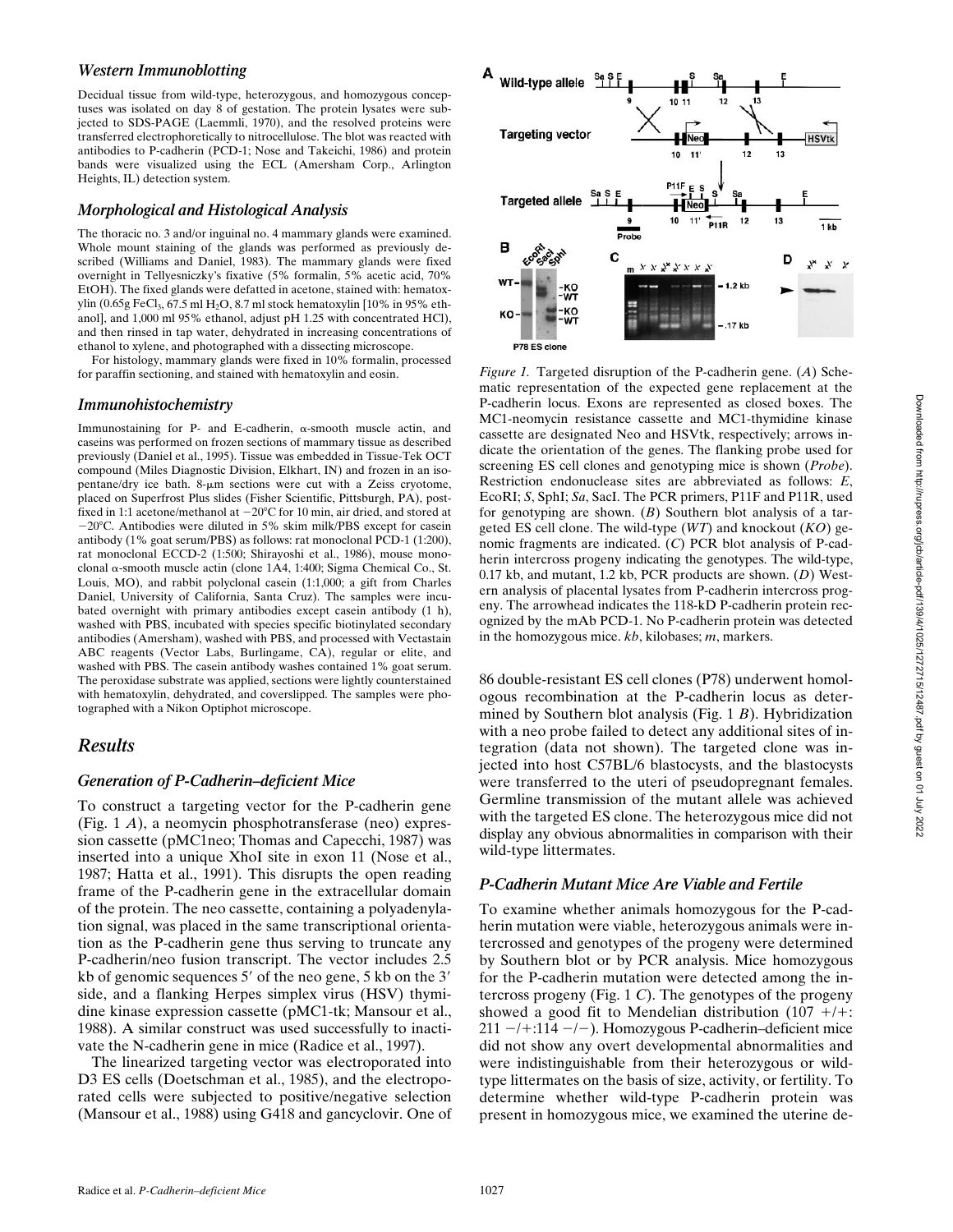### Western Immunoblotting

Decidual tissue from wild-type, heterozygous, and homozygous conceptuses was isolated on day 8 of gestation. The protein lysates were subjected to SDS-PAGE (Laemmli, 1970), and the resolved proteins were transferred electrophoretically to nitrocellulose. The blot was reacted with antibodies to P-cadherin (PCD-1; Nose and Takeichi, 1986) and protein bands were visualized using the ECL (Amersham Corp., Arlington Heights, IL) detection system.

### Morphological and Histological Analysis

The thoracic no. 3 and/or inguinal no. 4 mammary glands were examined. Whole mount staining of the glands was performed as previously described (Williams and Daniel, 1983). The mammary glands were fixed overnight in Tellyesniczky's fixative (5% formalin, 5% acetic acid, 70% EtOH). The fixed glands were defatted in acetone, stained with: hematoxylin (0.65g $FeCl_3$, 67.5 ml $H_2O$, 8.7 ml stock hematoxylin [10% in 95% ethanol], and 1,000 ml 95% ethanol, adjust pH 1.25 with concentrated HCl), and then rinsed in tap water, dehydrated in increasing concentrations of ethanol to xylene, and photographed with a dissecting microscope.

For histology, mammary glands were fixed in 10% formalin, processed for paraffin sectioning, and stained with hematoxylin and eosin.

### Immunohistochemistry

Immunostaining for P- and E-cadherin, α-smooth muscle actin, and caseins was performed on frozen sections of mammary tissue as described previously (Daniel et al., 1995). Tissue was embedded in Tissue-Tek OCT compound (Miles Diagnostic Division, Elkhart, IN) and frozen in an isopentane/dry ice bath. 8-μm sections were cut with a Zeiss cryotome, placed on Superfrost Plus slides (Fisher Scientific, Pittsburgh, PA), postfixed in 1:1 acetone/methanol at −20°C for 10 min, air dried, and stored at −20°C. Antibodies were diluted in 5% skim milk/PBS except for casein antibody (1% goat serum/PBS) as follows: rat monoclonal PCD-1 (1:200), rat monoclonal ECCD-2 (1:500; Shirayoshi et al., 1986), mouse monoclonal α-smooth muscle actin (clone 1A4, 1:400; Sigma Chemical Co., St. Louis, MO), and rabbit polyclonal casein (1:1,000; a gift from Charles Daniel, University of California, Santa Cruz). The samples were incubated overnight with primary antibodies except casein antibody (1 h), washed with PBS, incubated with species specific biotinylated secondary antibodies (Amersham), washed with PBS, and processed with Vectastain ABC reagents (Vector Labs, Burlingame, CA), regular or elite, and washed with PBS. The casein antibody washes contained 1% goat serum. The peroxidase substrate was applied, sections were lightly counterstained with hematoxylin, dehydrated, and coverslipped. The samples were photographed with a Nikon Optiphot microscope.

## Results

### Generation of P-Cadherin–deficient Mice

To construct a targeting vector for the P-cadherin gene (Fig. 1 *A*), a neomycin phosphotransferase (neo) expression cassette (pMC1neo; Thomas and Capecchi, 1987) was inserted into a unique XhoI site in exon 11 (Nose et al., 1987; Hatta et al., 1991). This disrupts the open reading frame of the P-cadherin gene in the extracellular domain of the protein. The neo cassette, containing a polyadenylation signal, was placed in the same transcriptional orientation as the P-cadherin gene thus serving to truncate any P-cadherin/neo fusion transcript. The vector includes 2.5 kb of genomic sequences 5′ of the neo gene, 5 kb on the 3′ side, and a flanking Herpes simplex virus (HSV) thymidine kinase expression cassette (pMC1-tk; Mansour et al., 1988). A similar construct was used successfully to inactivate the N-cadherin gene in mice (Radice et al., 1997).

The linearized targeting vector was electroporated into D3 ES cells (Doetschman et al., 1985), and the electroporated cells were subjected to positive/negative selection (Mansour et al., 1988) using G418 and gancyclovir. One of

*Figure 1.* Targeted disruption of the P-cadherin gene. (*A*) Schematic representation of the expected gene replacement at the P-cadherin locus. Exons are represented as closed boxes. The MC1-neomycin resistance cassette and MC1-thymidine kinase cassette are designated Neo and HSVtk, respectively; arrows indicate the orientation of the genes. The flanking probe used for screening ES cell clones and genotyping mice is shown (*Probe*). Restriction endonuclease sites are abbreviated as follows: *E*, EcoRI; *S*, SphI; *Sa*, SacI. The PCR primers, P11F and P11R, used for genotyping are shown. (*B*) Southern blot analysis of a targeted ES cell clone. The wild-type (*WT*) and knockout (*KO*) genomic fragments are indicated. (*C*) PCR blot analysis of P-cadherin intercross progeny indicating the genotypes. The wild-type, 0.17 kb, and mutant, 1.2 kb, PCR products are shown. (*D*) Western analysis of placental lysates from P-cadherin intercross progeny. The arrowhead indicates the 118-kD P-cadherin protein recognized by the mAb PCD-1. No P-cadherin protein was detected in the homozygous mice. *kb*, kilobases; *m*, markers.

86 double-resistant ES cell clones (P78) underwent homologous recombination at the P-cadherin locus as determined by Southern blot analysis (Fig. 1 *B*). Hybridization with a neo probe failed to detect any additional sites of integration (data not shown). The targeted clone was injected into host C57BL/6 blastocysts, and the blastocysts were transferred to the uteri of pseudopregnant females. Germline transmission of the mutant allele was achieved with the targeted ES clone. The heterozygous mice did not display any obvious abnormalities in comparison with their wild-type littermates.

### P-Cadherin Mutant Mice Are Viable and Fertile

To examine whether animals homozygous for the P-cadherin mutation were viable, heterozygous animals were intercrossed and genotypes of the progeny were determined by Southern blot or by PCR analysis. Mice homozygous for the P-cadherin mutation were detected among the intercross progeny (Fig. 1 *C*). The genotypes of the progeny showed a good fit to Mendelian distribution (107 +/+: 211 −/+:114 −/−). Homozygous P-cadherin–deficient mice did not show any overt developmental abnormalities and were indistinguishable from their heterozygous or wild-type littermates on the basis of size, activity, or fertility. To determine whether wild-type P-cadherin protein was present in homozygous mice, we examined the uterine de-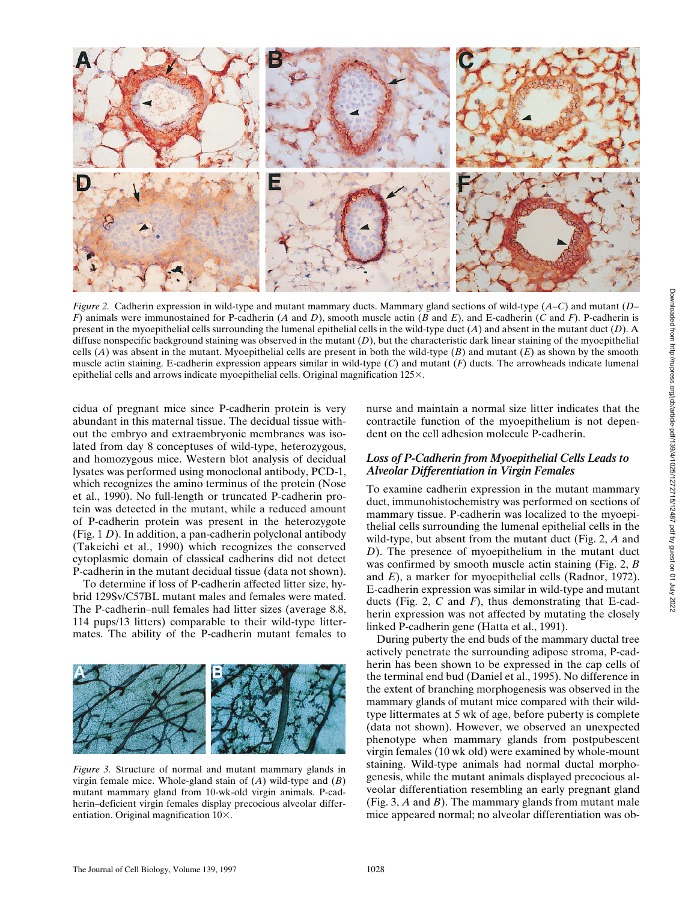*Figure 2.* Cadherin expression in wild-type and mutant mammary ducts. Mammary gland sections of wild-type (*A–C*) and mutant (*D–F*) animals were immunostained for P-cadherin (*A* and *D*), smooth muscle actin (*B* and *E*), and E-cadherin (*C* and *F*). P-cadherin is present in the myoepithelial cells surrounding the lumenal epithelial cells in the wild-type duct (*A*) and absent in the mutant duct (*D*). A diffuse nonspecific background staining was observed in the mutant (*D*), but the characteristic dark linear staining of the myoepithelial cells (*A*) was absent in the mutant. Myoepithelial cells are present in both the wild-type (*B*) and mutant (*E*) as shown by the smooth muscle actin staining. E-cadherin expression appears similar in wild-type (*C*) and mutant (*F*) ducts. The arrowheads indicate lumenal epithelial cells and arrows indicate myoepithelial cells. Original magnification 125×.

cidua of pregnant mice since P-cadherin protein is very abundant in this maternal tissue. The decidual tissue without the embryo and extraembryonic membranes was isolated from day 8 conceptuses of wild-type, heterozygous, and homozygous mice. Western blot analysis of decidual lysates was performed using monoclonal antibody, PCD-1, which recognizes the amino terminus of the protein (Nose et al., 1990). No full-length or truncated P-cadherin protein was detected in the mutant, while a reduced amount of P-cadherin protein was present in the heterozygote (Fig. 1 *D*). In addition, a pan-cadherin polyclonal antibody (Takeichi et al., 1990) which recognizes the conserved cytoplasmic domain of classical cadherins did not detect P-cadherin in the mutant decidual tissue (data not shown).

To determine if loss of P-cadherin affected litter size, hybrid 129Sv/C57BL mutant males and females were mated. The P-cadherin–null females had litter sizes (average 8.8, 114 pups/13 litters) comparable to their wild-type littermates. The ability of the P-cadherin mutant females to nurse and maintain a normal size litter indicates that the contractile function of the myoepithelium is not dependent on the cell adhesion molecule P-cadherin.

*Figure 3.* Structure of normal and mutant mammary glands in virgin female mice. Whole-gland stain of (*A*) wild-type and (*B*) mutant mammary gland from 10-wk-old virgin animals. P-cadherin–deficient virgin females display precocious alveolar differentiation. Original magnification 10×.

### *Loss of P-Cadherin from Myoepithelial Cells Leads to Alveolar Differentiation in Virgin Females*

To examine cadherin expression in the mutant mammary duct, immunohistochemistry was performed on sections of mammary tissue. P-cadherin was localized to the myoepithelial cells surrounding the lumenal epithelial cells in the wild-type, but absent from the mutant duct (Fig. 2, *A* and *D*). The presence of myoepithelium in the mutant duct was confirmed by smooth muscle actin staining (Fig. 2, *B* and *E*), a marker for myoepithelial cells (Radnor, 1972). E-cadherin expression was similar in wild-type and mutant ducts (Fig. 2, *C* and *F*), thus demonstrating that E-cadherin expression was not affected by mutating the closely linked P-cadherin gene (Hatta et al., 1991).

During puberty the end buds of the mammary ductal tree actively penetrate the surrounding adipose stroma, P-cadherin has been shown to be expressed in the cap cells of the terminal end bud (Daniel et al., 1995). No difference in the extent of branching morphogenesis was observed in the mammary glands of mutant mice compared with their wild-type littermates at 5 wk of age, before puberty is complete (data not shown). However, we observed an unexpected phenotype when mammary glands from postpubescent virgin females (10 wk old) were examined by whole-mount staining. Wild-type animals had normal ductal morphogenesis, while the mutant animals displayed precocious alveolar differentiation resembling an early pregnant gland (Fig. 3, *A* and *B*). The mammary glands from mutant male mice appeared normal; no alveolar differentiation was ob-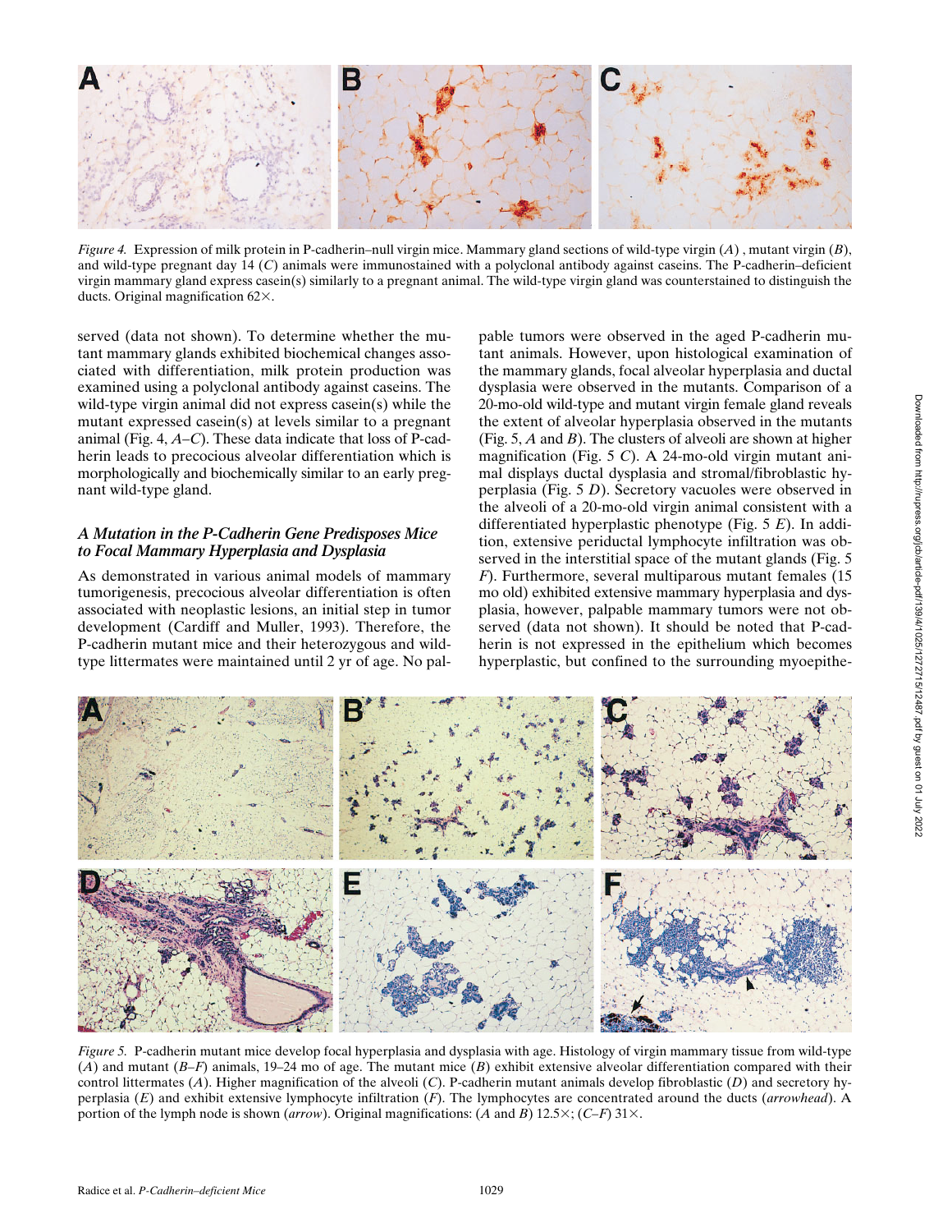*Figure 4.* Expression of milk protein in P-cadherin–null virgin mice. Mammary gland sections of wild-type virgin (*A*), mutant virgin (*B*), and wild-type pregnant day 14 (*C*) animals were immunostained with a polyclonal antibody against caseins. The P-cadherin–deficient virgin mammary gland express casein(s) similarly to a pregnant animal. The wild-type virgin gland was counterstained to distinguish the ducts. Original magnification 62×.

served (data not shown). To determine whether the mutant mammary glands exhibited biochemical changes associated with differentiation, milk protein production was examined using a polyclonal antibody against caseins. The wild-type virgin animal did not express casein(s) while the mutant expressed casein(s) at levels similar to a pregnant animal (Fig. 4, *A–C*). These data indicate that loss of P-cadherin leads to precocious alveolar differentiation which is morphologically and biochemically similar to an early pregnant wild-type gland.

### *A Mutation in the P-Cadherin Gene Predisposes Mice to Focal Mammary Hyperplasia and Dysplasia*

As demonstrated in various animal models of mammary tumorigenesis, precocious alveolar differentiation is often associated with neoplastic lesions, an initial step in tumor development (Cardiff and Muller, 1993). Therefore, the P-cadherin mutant mice and their heterozygous and wild-type littermates were maintained until 2 yr of age. No palpable tumors were observed in the aged P-cadherin mutant animals. However, upon histological examination of the mammary glands, focal alveolar hyperplasia and ductal dysplasia were observed in the mutants. Comparison of a 20-mo-old wild-type and mutant virgin female gland reveals the extent of alveolar hyperplasia observed in the mutants (Fig. 5, *A* and *B*). The clusters of alveoli are shown at higher magnification (Fig. 5 *C*). A 24-mo-old virgin mutant animal displays ductal dysplasia and stromal/fibroblastic hyperplasia (Fig. 5 *D*). Secretory vacuoles were observed in the alveoli of a 20-mo-old virgin animal consistent with a differentiated hyperplastic phenotype (Fig. 5 *E*). In addition, extensive periductal lymphocyte infiltration was observed in the interstitial space of the mutant glands (Fig. 5 *F*). Furthermore, several multiparous mutant females (15 mo old) exhibited extensive mammary hyperplasia and dysplasia, however, palpable mammary tumors were not observed (data not shown). It should be noted that P-cadherin is not expressed in the epithelium which becomes hyperplastic, but confined to the surrounding myoepithe-

*Figure 5.* P-cadherin mutant mice develop focal hyperplasia and dysplasia with age. Histology of virgin mammary tissue from wild-type (*A*) and mutant (*B–F*) animals, 19–24 mo of age. The mutant mice (*B*) exhibit extensive alveolar differentiation compared with their control littermates (*A*). Higher magnification of the alveoli (*C*). P-cadherin mutant animals develop fibroblastic (*D*) and secretory hyperplasia (*E*) and exhibit extensive lymphocyte infiltration (*F*). The lymphocytes are concentrated around the ducts (*arrowhead*). A portion of the lymph node is shown (*arrow*). Original magnifications: (*A* and *B*) 12.5×; (*C–F*) 31×.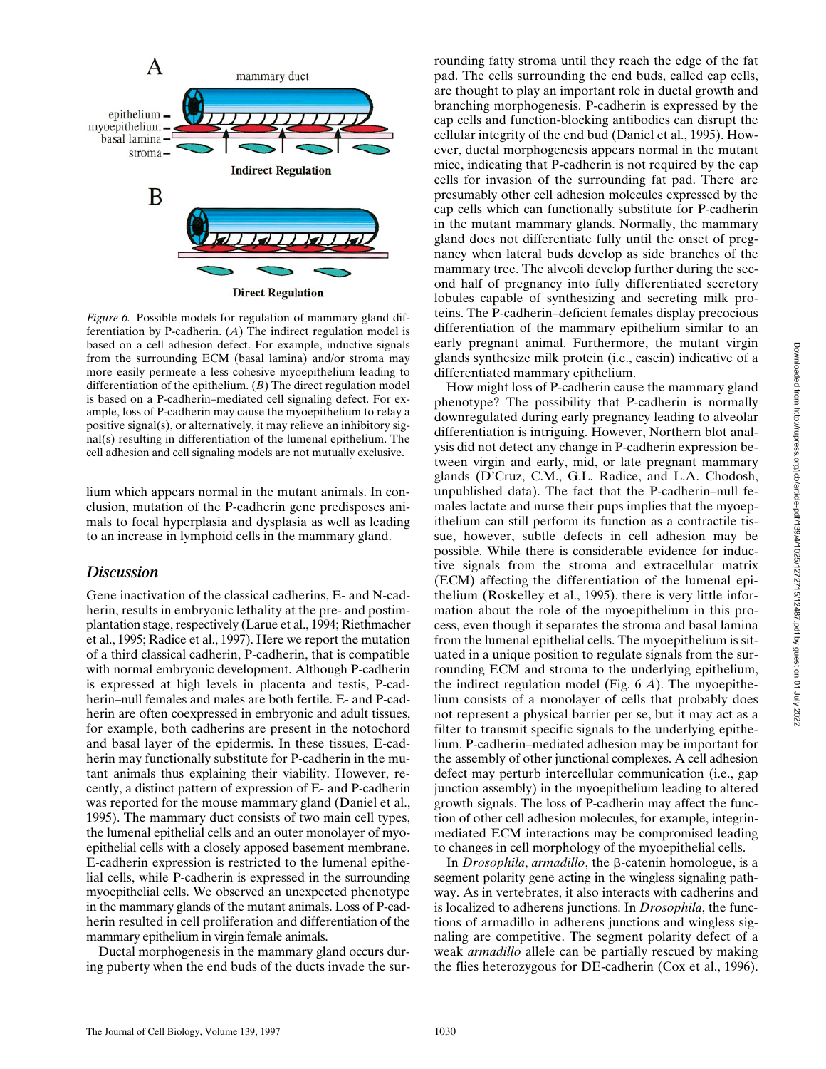A

mammary duct

epithelium
myoepithelium
basal lamina
stroma

Indirect Regulation

B

Direct Regulation

*Figure 6.* Possible models for regulation of mammary gland differentiation by P-cadherin. (*A*) The indirect regulation model is based on a cell adhesion defect. For example, inductive signals from the surrounding ECM (basal lamina) and/or stroma may more easily permeate a less cohesive myoepithelium leading to differentiation of the epithelium. (*B*) The direct regulation model is based on a P-cadherin–mediated cell signaling defect. For example, loss of P-cadherin may cause the myoepithelium to relay a positive signal(s), or alternatively, it may relieve an inhibitory signal(s) resulting in differentiation of the lumenal epithelium. The cell adhesion and cell signaling models are not mutually exclusive.

lium which appears normal in the mutant animals. In conclusion, mutation of the P-cadherin gene predisposes animals to focal hyperplasia and dysplasia as well as leading to an increase in lymphoid cells in the mammary gland.

## Discussion

Gene inactivation of the classical cadherins, E- and N-cadherin, results in embryonic lethality at the pre- and postimplantation stage, respectively (Larue et al., 1994; Riethmacher et al., 1995; Radice et al., 1997). Here we report the mutation of a third classical cadherin, P-cadherin, that is compatible with normal embryonic development. Although P-cadherin is expressed at high levels in placenta and testis, P-cadherin–null females and males are both fertile. E- and P-cadherin are often coexpressed in embryonic and adult tissues, for example, both cadherins are present in the notochord and basal layer of the epidermis. In these tissues, E-cadherin may functionally substitute for P-cadherin in the mutant animals thus explaining their viability. However, recently, a distinct pattern of expression of E- and P-cadherin was reported for the mouse mammary gland (Daniel et al., 1995). The mammary duct consists of two main cell types, the lumenal epithelial cells and an outer monolayer of myoepithelial cells with a closely apposed basement membrane. E-cadherin expression is restricted to the lumenal epithelial cells, while P-cadherin is expressed in the surrounding myoepithelial cells. We observed an unexpected phenotype in the mammary glands of the mutant animals. Loss of P-cadherin resulted in cell proliferation and differentiation of the mammary epithelium in virgin female animals.

Ductal morphogenesis in the mammary gland occurs during puberty when the end buds of the ducts invade the surrounding fatty stroma until they reach the edge of the fat pad. The cells surrounding the end buds, called cap cells, are thought to play an important role in ductal growth and branching morphogenesis. P-cadherin is expressed by the cap cells and function-blocking antibodies can disrupt the cellular integrity of the end bud (Daniel et al., 1995). However, ductal morphogenesis appears normal in the mutant mice, indicating that P-cadherin is not required by the cap cells for invasion of the surrounding fat pad. There are presumably other cell adhesion molecules expressed by the cap cells which can functionally substitute for P-cadherin in the mutant mammary glands. Normally, the mammary gland does not differentiate fully until the onset of pregnancy when lateral buds develop as side branches of the mammary tree. The alveoli develop further during the second half of pregnancy into fully differentiated secretory lobules capable of synthesizing and secreting milk proteins. The P-cadherin–deficient females display precocious differentiation of the mammary epithelium similar to an early pregnant animal. Furthermore, the mutant virgin glands synthesize milk protein (i.e., casein) indicative of a differentiated mammary epithelium.

How might loss of P-cadherin cause the mammary gland phenotype? The possibility that P-cadherin is normally downregulated during early pregnancy leading to alveolar differentiation is intriguing. However, Northern blot analysis did not detect any change in P-cadherin expression between virgin and early, mid, or late pregnant mammary glands (D'Cruz, C.M., G.L. Radice, and L.A. Chodosh, unpublished data). The fact that the P-cadherin–null females lactate and nurse their pups implies that the myoepithelium can still perform its function as a contractile tissue, however, subtle defects in cell adhesion may be possible. While there is considerable evidence for inductive signals from the stroma and extracellular matrix (ECM) affecting the differentiation of the lumenal epithelium (Roskelley et al., 1995), there is very little information about the role of the myoepithelium in this process, even though it separates the stroma and basal lamina from the lumenal epithelial cells. The myoepithelium is situated in a unique position to regulate signals from the surrounding ECM and stroma to the underlying epithelium, the indirect regulation model (Fig. 6 *A*). The myoepithelium consists of a monolayer of cells that probably does not represent a physical barrier per se, but it may act as a filter to transmit specific signals to the underlying epithelium. P-cadherin–mediated adhesion may be important for the assembly of other junctional complexes. A cell adhesion defect may perturb intercellular communication (i.e., gap junction assembly) in the myoepithelium leading to altered growth signals. The loss of P-cadherin may affect the function of other cell adhesion molecules, for example, integrin-mediated ECM interactions may be compromised leading to changes in cell morphology of the myoepithelial cells.

In *Drosophila*, *armadillo*, the β-catenin homologue, is a segment polarity gene acting in the wingless signaling pathway. As in vertebrates, it also interacts with cadherins and is localized to adherens junctions. In *Drosophila*, the functions of armadillo in adherens junctions and wingless signaling are competitive. The segment polarity defect of a weak *armadillo* allele can be partially rescued by making the flies heterozygous for DE-cadherin (Cox et al., 1996).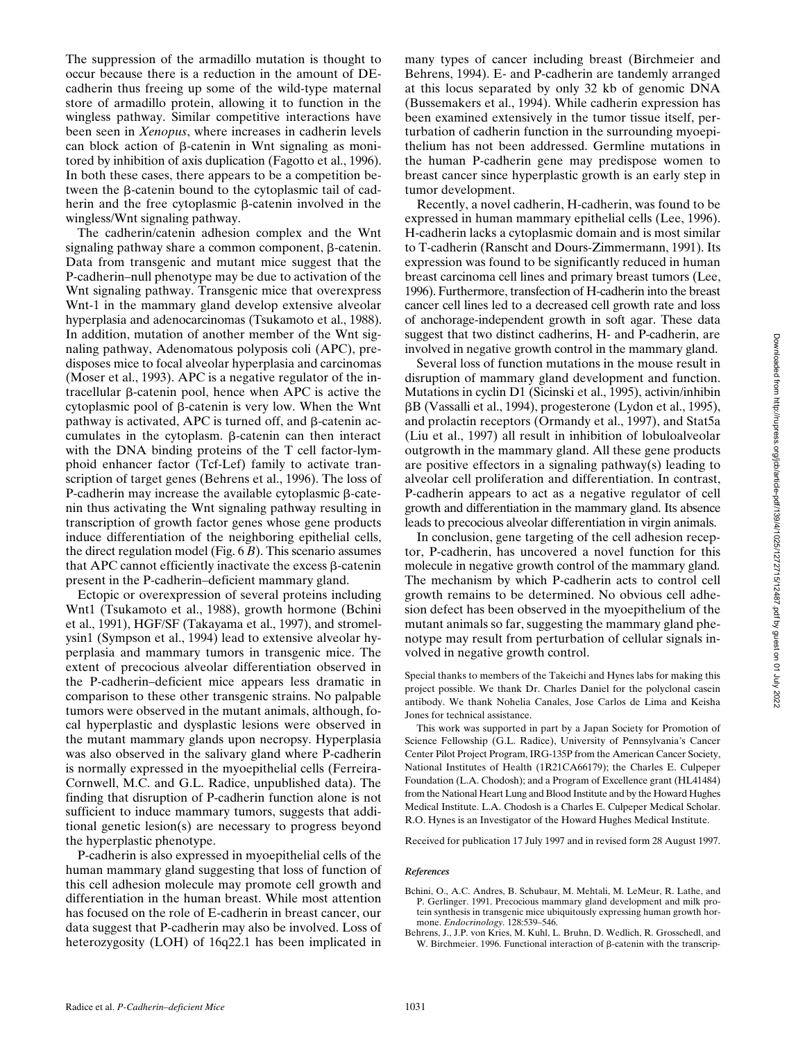The suppression of the armadillo mutation is thought to occur because there is a reduction in the amount of DE-cadherin thus freeing up some of the wild-type maternal store of armadillo protein, allowing it to function in the wingless pathway. Similar competitive interactions have been seen in *Xenopus*, where increases in cadherin levels can block action of β-catenin in Wnt signaling as monitored by inhibition of axis duplication (Fagotto et al., 1996). In both these cases, there appears to be a competition between the β-catenin bound to the cytoplasmic tail of cadherin and the free cytoplasmic β-catenin involved in the wingless/Wnt signaling pathway.

The cadherin/catenin adhesion complex and the Wnt signaling pathway share a common component, β-catenin. Data from transgenic and mutant mice suggest that the P-cadherin–null phenotype may be due to activation of the Wnt signaling pathway. Transgenic mice that overexpress Wnt-1 in the mammary gland develop extensive alveolar hyperplasia and adenocarcinomas (Tsukamoto et al., 1988). In addition, mutation of another member of the Wnt signaling pathway, Adenomatous polyposis coli (APC), predisposes mice to focal alveolar hyperplasia and carcinomas (Moser et al., 1993). APC is a negative regulator of the intracellular β-catenin pool, hence when APC is active the cytoplasmic pool of β-catenin is very low. When the Wnt pathway is activated, APC is turned off, and β-catenin accumulates in the cytoplasm. β-catenin can then interact with the DNA binding proteins of the T cell factor-lymphoid enhancer factor (Tcf-Lef) family to activate transcription of target genes (Behrens et al., 1996). The loss of P-cadherin may increase the available cytoplasmic β-catenin thus activating the Wnt signaling pathway resulting in transcription of growth factor genes whose gene products induce differentiation of the neighboring epithelial cells, the direct regulation model (Fig. 6 *B*). This scenario assumes that APC cannot efficiently inactivate the excess β-catenin present in the P-cadherin–deficient mammary gland.

Ectopic or overexpression of several proteins including Wnt1 (Tsukamoto et al., 1988), growth hormone (Bchini et al., 1991), HGF/SF (Takayama et al., 1997), and stromelysin1 (Sympson et al., 1994) lead to extensive alveolar hyperplasia and mammary tumors in transgenic mice. The extent of precocious alveolar differentiation observed in the P-cadherin–deficient mice appears less dramatic in comparison to these other transgenic strains. No palpable tumors were observed in the mutant animals, although, focal hyperplastic and dysplastic lesions were observed in the mutant mammary glands upon necropsy. Hyperplasia was also observed in the salivary gland where P-cadherin is normally expressed in the myoepithelial cells (Ferreira-Cornwell, M.C. and G.L. Radice, unpublished data). The finding that disruption of P-cadherin function alone is not sufficient to induce mammary tumors, suggests that additional genetic lesion(s) are necessary to progress beyond the hyperplastic phenotype.

P-cadherin is also expressed in myoepithelial cells of the human mammary gland suggesting that loss of function of this cell adhesion molecule may promote cell growth and differentiation in the human breast. While most attention has focused on the role of E-cadherin in breast cancer, our data suggest that P-cadherin may also be involved. Loss of heterozygosity (LOH) of 16q22.1 has been implicated in many types of cancer including breast (Birchmeier and Behrens, 1994). E- and P-cadherin are tandemly arranged at this locus separated by only 32 kb of genomic DNA (Bussemakers et al., 1994). While cadherin expression has been examined extensively in the tumor tissue itself, perturbation of cadherin function in the surrounding myoepithelium has not been addressed. Germline mutations in the human P-cadherin gene may predispose women to breast cancer since hyperplastic growth is an early step in tumor development.

Recently, a novel cadherin, H-cadherin, was found to be expressed in human mammary epithelial cells (Lee, 1996). H-cadherin lacks a cytoplasmic domain and is most similar to T-cadherin (Ranscht and Dours-Zimmermann, 1991). Its expression was found to be significantly reduced in human breast carcinoma cell lines and primary breast tumors (Lee, 1996). Furthermore, transfection of H-cadherin into the breast cancer cell lines led to a decreased cell growth rate and loss of anchorage-independent growth in soft agar. These data suggest that two distinct cadherins, H- and P-cadherin, are involved in negative growth control in the mammary gland.

Several loss of function mutations in the mouse result in disruption of mammary gland development and function. Mutations in cyclin D1 (Sicinski et al., 1995), activin/inhibin βB (Vassalli et al., 1994), progesterone (Lydon et al., 1995), and prolactin receptors (Ormandy et al., 1997), and Stat5a (Liu et al., 1997) all result in inhibition of lobuloalveolar outgrowth in the mammary gland. All these gene products are positive effectors in a signaling pathway(s) leading to alveolar cell proliferation and differentiation. In contrast, P-cadherin appears to act as a negative regulator of cell growth and differentiation in the mammary gland. Its absence leads to precocious alveolar differentiation in virgin animals.

In conclusion, gene targeting of the cell adhesion receptor, P-cadherin, has uncovered a novel function for this molecule in negative growth control of the mammary gland. The mechanism by which P-cadherin acts to control cell growth remains to be determined. No obvious cell adhesion defect has been observed in the myoepithelium of the mutant animals so far, suggesting the mammary gland phenotype may result from perturbation of cellular signals involved in negative growth control.

Special thanks to members of the Takeichi and Hynes labs for making this project possible. We thank Dr. Charles Daniel for the polyclonal casein antibody. We thank Nohelia Canales, Jose Carlos de Lima and Keisha Jones for technical assistance.

This work was supported in part by a Japan Society for Promotion of Science Fellowship (G.L. Radice), University of Pennsylvania's Cancer Center Pilot Project Program, IRG-135P from the American Cancer Society, National Institutes of Health (1R21CA66179); the Charles E. Culpeper Foundation (L.A. Chodosh); and a Program of Excellence grant (HL41484) from the National Heart Lung and Blood Institute and by the Howard Hughes Medical Institute. L.A. Chodosh is a Charles E. Culpeper Medical Scholar. R.O. Hynes is an Investigator of the Howard Hughes Medical Institute.

Received for publication 17 July 1997 and in revised form 28 August 1997.

### *References*

Bchini, O., A.C. Andres, B. Schubaur, M. Mehtali, M. LeMeur, R. Lathe, and P. Gerlinger. 1991. Precocious mammary gland development and milk protein synthesis in transgenic mice ubiquitously expressing human growth hormone. *Endocrinology.* 128:539–546.

Behrens, J., J.P. von Kries, M. Kuhl, L. Bruhn, D. Wedlich, R. Grosschedl, and W. Birchmeier. 1996. Functional interaction of β-catenin with the transcrip-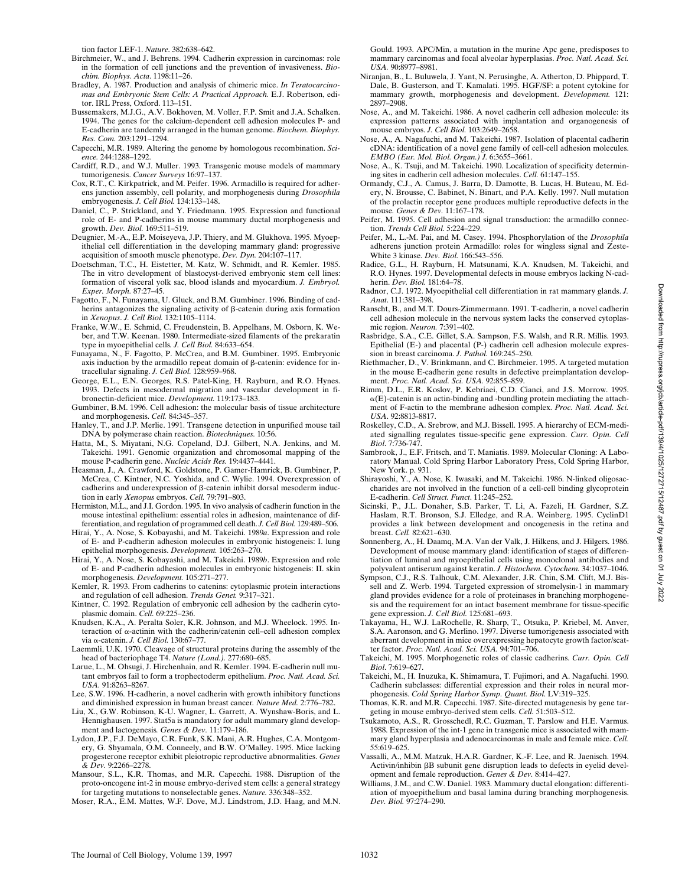tion factor LEF-1. *Nature*. 382:638–642.

Birchmeier, W., and J. Behrens. 1994. Cadherin expression in carcinomas: role in the formation of cell junctions and the prevention of invasiveness. *Biochim. Biophys. Acta*. 1198:11–26.

Bradley, A. 1987. Production and analysis of chimeric mice. *In Teratocarcinomas and Embryonic Stem Cells: A Practical Approach.* E.J. Robertson, editor. IRL Press, Oxford. 113–151.

Bussemakers, M.J.G., A.V. Bokhoven, M. Voller, F.P. Smit and J.A. Schalken. 1994. The genes for the calcium-dependent cell adhesion molecules P- and E-cadherin are tandemly arranged in the human genome. *Biochem. Biophys. Res. Com.* 203:1291–1294.

Capecchi, M.R. 1989. Altering the genome by homologous recombination. *Science*. 244:1288–1292.

Cardiff, R.D., and W.J. Muller. 1993. Transgenic mouse models of mammary tumorigenesis. *Cancer Surveys* 16:97–137.

Cox, R.T., C. Kirkpatrick, and M. Peifer. 1996. Armadillo is required for adherens junction assembly, cell polarity, and morphogenesis during *Drosophila* embryogenesis. *J. Cell Biol.* 134:133–148.

Daniel, C., P. Strickland, and Y. Friedmann. 1995. Expression and functional role of E- and P-cadherins in mouse mammary ductal morphogenesis and growth. *Dev. Biol.* 169:511–519.

Deugnier, M.-A., E.P. Moiseyeva, J.P. Thiery, and M. Glukhova. 1995. Myoepithelial cell differentiation in the developing mammary gland: progressive acquisition of smooth muscle phenotype. *Dev. Dyn.* 204:107–117.

Doetschman, T.C., H. Eistetter, M. Katz, W. Schmidt, and R. Kemler. 1985. The in vitro development of blastocyst-derived embryonic stem cell lines: formation of visceral yolk sac, blood islands and myocardium. *J. Embryol. Exper. Morph.* 87:27–45.

Fagotto, F., N. Funayama, U. Gluck, and B.M. Gumbiner. 1996. Binding of cadherins antagonizes the signaling activity of β-catenin during axis formation in *Xenopus*. *J. Cell Biol.* 132:1105–1114.

Franke, W.W., E. Schmid, C. Freudenstein, B. Appelhans, M. Osborn, K. Weber, and T.W. Keenan. 1980. Intermediate-sized filaments of the prekaratin type in myoepithelial cells*. J. Cell Biol.* 84:633–654.

Funayama, N., F. Fagotto, P. McCrea, and B.M. Gumbiner. 1995. Embryonic axis induction by the armadillo repeat domain of β-catenin: evidence for intracellular signaling. *J. Cell Biol.* 128:959–968.

George, E.L., E.N. Georges, R.S. Patel-King, H. Rayburn, and R.O. Hynes. 1993. Defects in mesodermal migration and vascular development in fibronectin-deficient mice. *Development.* 119:173–183.

Gumbiner, B.M. 1996. Cell adhesion: the molecular basis of tissue architecture and morphogenesis. *Cell.* 84:345–357.

Hanley, T., and J.P. Merlie. 1991. Transgene detection in unpurified mouse tail DNA by polymerase chain reaction. *Biotechniques.* 10:56.

Hatta, M., S. Miyatani, N.G. Copeland, D.J. Gilbert, N.A. Jenkins, and M. Takeichi. 1991. Genomic organization and chromosomal mapping of the mouse P-cadherin gene. *Nucleic Acids Res.* 19:4437–4441.

Heasman, J., A. Crawford, K. Goldstone, P. Gamer-Hamrick, B. Gumbiner, P. McCrea, C. Kintner, N.C. Yoshida, and C. Wylie. 1994. Overexpression of cadherins and underexpression of β-catenin inhibit dorsal mesoderm induction in early *Xenopus* embryos. *Cell.* 79:791–803.

Hermiston, M.L., and J.I. Gordon. 1995. In vivo analysis of cadherin function in the mouse intestinal epithelium: essential roles in adhesion, maintenance of differentiation, and regulation of programmed cell death. *J. Cell Biol.* 129:489–506.

Hirai, Y., A. Nose, S. Kobayashi, and M. Takeichi. 1989*a*. Expression and role of E- and P-cadherin adhesion molecules in embryonic histogenesis: I. lung epithelial morphogenesis. *Development.* 105:263–270.

Hirai, Y., A. Nose, S. Kobayashi, and M. Takeichi. 1989*b*. Expression and role of E- and P-cadherin adhesion molecules in embryonic histogenesis: II. skin morphogenesis. *Development.* 105:271–277.

Kemler, R. 1993. From cadherins to catenins: cytoplasmic protein interactions and regulation of cell adhesion. *Trends Genet.* 9:317–321.

Kintner, C. 1992. Regulation of embryonic cell adhesion by the cadherin cytoplasmic domain. *Cell.* 69:225–236.

Knudsen, K.A., A. Peralta Soler, K.R. Johnson, and M.J. Wheelock. 1995. Interaction of α-actinin with the cadherin/catenin cell–cell adhesion complex via α-catenin. *J. Cell Biol.* 130:67–77.

Laemmli, U.K. 1970. Cleavage of structural proteins during the assembly of the head of bacteriophage T4. *Nature (Lond.)*. 277:680–685.

Larue, L., M. Ohsugi, J. Hirchenhain, and R. Kemler. 1994. E-cadherin null mutant embryos fail to form a trophectoderm epithelium. *Proc. Natl. Acad. Sci. USA.* 91:8263–8267.

Lee, S.W. 1996. H-cadherin, a novel cadherin with growth inhibitory functions and diminished expression in human breast cancer. *Nature Med.* 2:776–782.

Liu, X., G.W. Robinson, K-U. Wagner, L. Garrett, A. Wynshaw-Boris, and L. Hennighausen. 1997. Stat5a is mandatory for adult mammary gland development and lactogenesis*. Genes & Dev.* 11:179–186.

Lydon, J.P., F.J. DeMayo, C.R. Funk, S.K. Mani, A.R. Hughes, C.A. Montgomery, G. Shyamala, O.M. Conneely, and B.W. O'Malley. 1995. Mice lacking progesterone receptor exhibit pleiotropic reproductive abnormalities. *Genes & Dev.* 9:2266–2278.

Mansour, S.L., K.R. Thomas, and M.R. Capecchi. 1988. Disruption of the proto-oncogene int-2 in mouse embryo-derived stem cells: a general strategy for targeting mutations to nonselectable genes. *Nature.* 336:348–352.

Moser, R.A., E.M. Mattes, W.F. Dove, M.J. Lindstrom, J.D. Haag, and M.N. Gould. 1993. APC/Min, a mutation in the murine Apc gene, predisposes to mammary carcinomas and focal alveolar hyperplasias. *Proc. Natl. Acad. Sci. USA.* 90:8977–8981.

Niranjan, B., L. Buluwela, J. Yant, N. Perusinghe, A. Atherton, D. Phippard, T. Dale, B. Gusterson, and T. Kamalati. 1995. HGF/SF: a potent cytokine for mammary growth, morphogenesis and development. *Development.* 121: 2897–2908.

Nose, A., and M. Takeichi. 1986. A novel cadherin cell adhesion molecule: its expression patterns associated with implantation and organogenesis of mouse embryos. *J. Cell Biol.* 103:2649–2658.

Nose, A., A. Nagafuchi, and M. Takeichi. 1987. Isolation of placental cadherin cDNA: identification of a novel gene family of cell-cell adhesion molecules. *EMBO (Eur. Mol. Biol. Organ.) J.* 6:3655–3661.

Nose, A., K. Tsuji, and M. Takeichi. 1990. Localization of specificity determining sites in cadherin cell adhesion molecules. *Cell.* 61:147–155.

Ormandy, C.J., A. Camus, J. Barra, D. Damotte, B. Lucas, H. Buteau, M. Edery, N. Brousse, C. Babinet, N. Binart, and P.A. Kelly. 1997. Null mutation of the prolactin receptor gene produces multiple reproductive defects in the mouse*. Genes & Dev.* 11:167–178.

Peifer, M. 1995. Cell adhesion and signal transduction: the armadillo connection. *Trends Cell Biol.* 5:224–229.

Peifer, M., L.-M. Pai, and M. Casey. 1994. Phosphorylation of the *Drosophila* adherens junction protein Armadillo: roles for wingless signal and Zeste-White 3 kinase. *Dev. Biol.* 166:543–556.

Radice, G.L., H. Rayburn, H. Matsunami, K.A. Knudsen, M. Takeichi, and R.O. Hynes. 1997. Developmental defects in mouse embryos lacking N-cadherin. *Dev. Biol.* 181:64–78.

Radnor, C.J. 1972. Myoepithelial cell differentiation in rat mammary glands. *J. Anat*. 111:381–398.

Ranscht, B., and M.T. Dours-Zimmermann. 1991. T-cadherin, a novel cadherin cell adhesion molecule in the nervous system lacks the conserved cytoplasmic region. *Neuron.* 7:391–402.

Rasbridge, S.A., C.E. Gillet, S.A. Sampson, F.S. Walsh, and R.R. Millis. 1993. Epithelial (E-) and placental (P-) cadherin cell adhesion molecule expression in breast carcinoma. *J. Pathol.* 169:245–250.

Riethmacher, D., V. Brinkmann, and C. Birchmeier. 1995. A targeted mutation in the mouse E-cadherin gene results in defective preimplantation development. *Proc. Natl. Acad. Sci. USA.* 92:855–859.

Rimm, D.L., E.R. Koslov, P. Kebriaei, C.D. Cianci, and J.S. Morrow. 1995. α(E)-catenin is an actin-binding and -bundling protein mediating the attachment of F-actin to the membrane adhesion complex. *Proc. Natl. Acad. Sci. USA*. 92:8813-8817.

Roskelley, C.D., A. Srebrow, and M.J. Bissell. 1995. A hierarchy of ECM-mediated signalling regulates tissue-specific gene expression. *Curr. Opin. Cell Biol*. 7:736-747.

Sambrook, J., E.F. Fritsch, and T. Maniatis. 1989. Molecular Cloning: A Laboratory Manual. Cold Spring Harbor Laboratory Press, Cold Spring Harbor, New York. p. 931.

Shirayoshi, Y., A. Nose, K. Iwasaki, and M. Takeichi. 1986. N-linked oligosaccharides are not involved in the function of a cell-cell binding glycoprotein E-cadherin. *Cell Struct. Funct*. 11:245–252.

Sicinski, P., J.L. Donaher, S.B. Parker, T. Li, A. Fazeli, H. Gardner, S.Z. Haslam, R.T. Bronson, S.J. Elledge, and R.A. Weinberg. 1995. CyclinD1 provides a link between development and oncogenesis in the retina and breast. *Cell.* 82:621–630.

Sonnenberg, A., H. Daamq, M.A. Van der Valk, J. Hilkens, and J. Hilgers. 1986. Development of mouse mammary gland: identification of stages of differentiation of luminal and myoepithelial cells using monoclonal antibodies and polyvalent antiserum against keratin. *J. Histochem. Cytochem.* 34:1037–1046.

Sympson, C.J., R.S. Talhouk, C.M. Alexander, J.R. Chin, S.M. Clift, M.J. Bissell and Z. Werb. 1994. Targeted expression of stromelysin-1 in mammary gland provides evidence for a role of proteinases in branching morphogenesis and the requirement for an intact basement membrane for tissue-specific gene expression. *J. Cell Biol.* 125:681–693.

Takayama, H., W.J. LaRochelle, R. Sharp, T., Otsuka, P. Kriebel, M. Anver, S.A. Aaronson, and G. Merlino. 1997. Diverse tumorigenesis associated with aberrant development in mice overexpressing hepatocyte growth factor/scatter factor. *Proc. Natl. Acad. Sci. USA.* 94:701–706.

Takeichi, M. 1995. Morphogenetic roles of classic cadherins. *Curr. Opin. Cell Biol*. 7:619–627.

Takeichi, M., H. Inuzuka, K. Shimamura, T. Fujimori, and A. Nagafuchi. 1990. Cadherin subclasses: differential expression and their roles in neural morphogenesis. *Cold Spring Harbor Symp. Quant. Biol*. LV:319–325.

Thomas, K.R. and M.R. Capecchi. 1987. Site-directed mutagenesis by gene targeting in mouse embryo-derived stem cells. *Cell.* 51:503–512.

Tsukamoto, A.S., R. Grosschedl, R.C. Guzman, T. Parslow and H.E. Varmus. 1988. Expression of the int-1 gene in transgenic mice is associated with mammary gland hyperplasia and adenocarcinomas in male and female mice. *Cell.* 55:619–625.

Vassalli, A., M.M. Matzuk, H.A.R. Gardner, K.-F. Lee, and R. Jaenisch. 1994. Activin/inhibin βB subunit gene disruption leads to defects in eyelid development and female reproduction. *Genes & Dev*. 8:414–427.

Williams, J.M., and C.W. Daniel. 1983. Mammary ductal elongation: differentiation of myoepithelium and basal lamina during branching morphogenesis. *Dev. Biol.* 97:274–290.